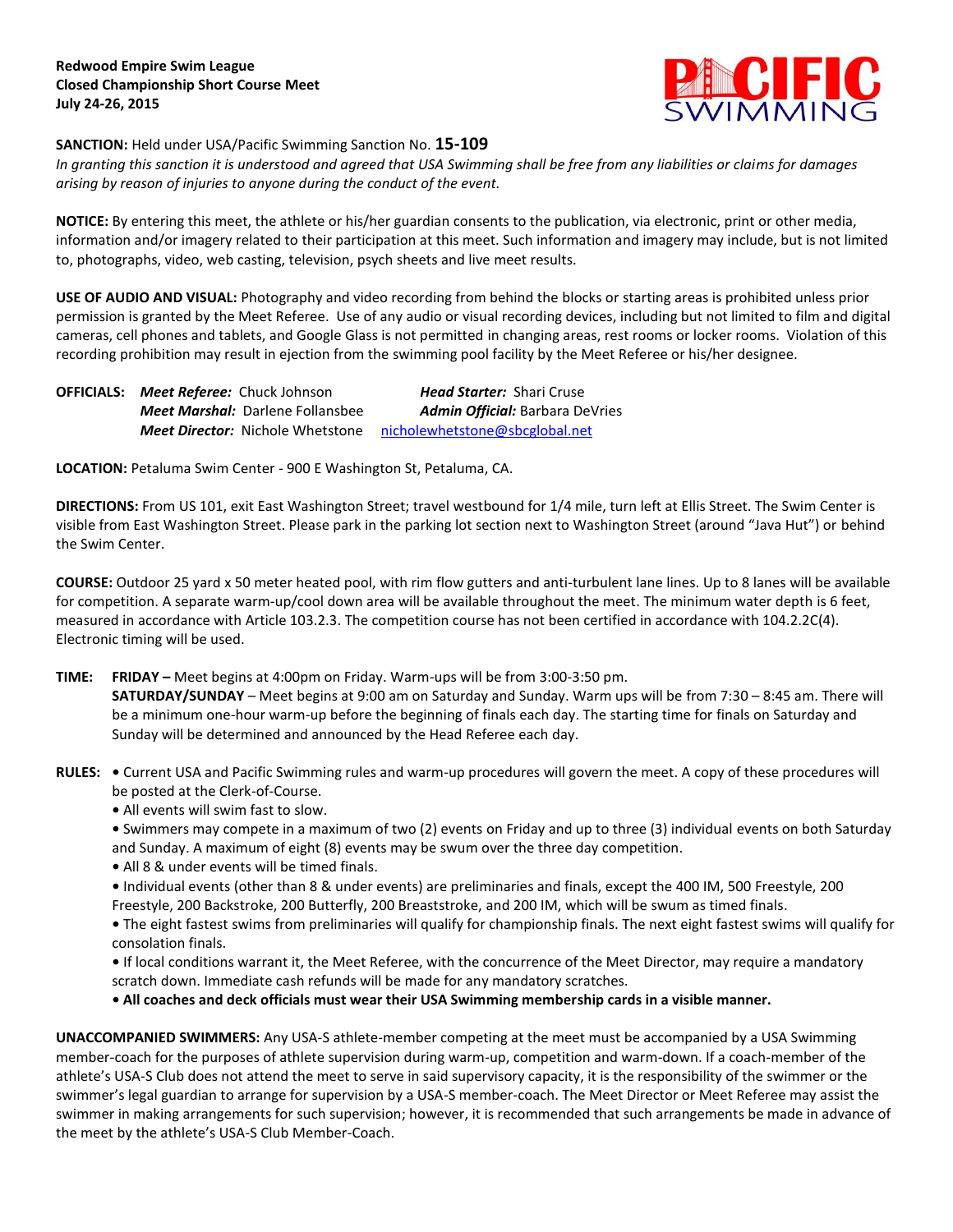**Redwood Empire Swim League**
**Closed Championship Short Course Meet**
**July 24-26, 2015**

**SANCTION:** Held under USA/Pacific Swimming Sanction No. **15-109**

*In granting this sanction it is understood and agreed that USA Swimming shall be free from any liabilities or claims for damages arising by reason of injuries to anyone during the conduct of the event.*

**NOTICE:** By entering this meet, the athlete or his/her guardian consents to the publication, via electronic, print or other media, information and/or imagery related to their participation at this meet. Such information and imagery may include, but is not limited to, photographs, video, web casting, television, psych sheets and live meet results.

**USE OF AUDIO AND VISUAL:** Photography and video recording from behind the blocks or starting areas is prohibited unless prior permission is granted by the Meet Referee. Use of any audio or visual recording devices, including but not limited to film and digital cameras, cell phones and tablets, and Google Glass is not permitted in changing areas, rest rooms or locker rooms. Violation of this recording prohibition may result in ejection from the swimming pool facility by the Meet Referee or his/her designee.

**OFFICIALS:** ***Meet Referee:*** Chuck Johnson ***Head Starter:*** Shari Cruse
***Meet Marshal:*** Darlene Follansbee ***Admin Official:*** Barbara DeVries
***Meet Director:*** Nichole Whetstone nicholewhetstone@sbcglobal.net

**LOCATION:** Petaluma Swim Center - 900 E Washington St, Petaluma, CA.

**DIRECTIONS:** From US 101, exit East Washington Street; travel westbound for 1/4 mile, turn left at Ellis Street. The Swim Center is visible from East Washington Street. Please park in the parking lot section next to Washington Street (around "Java Hut") or behind the Swim Center.

**COURSE:** Outdoor 25 yard x 50 meter heated pool, with rim flow gutters and anti-turbulent lane lines. Up to 8 lanes will be available for competition. A separate warm-up/cool down area will be available throughout the meet. The minimum water depth is 6 feet, measured in accordance with Article 103.2.3. The competition course has not been certified in accordance with 104.2.2C(4). Electronic timing will be used.

**TIME:** **FRIDAY –** Meet begins at 4:00pm on Friday. Warm-ups will be from 3:00-3:50 pm.
**SATURDAY/SUNDAY** – Meet begins at 9:00 am on Saturday and Sunday. Warm ups will be from 7:30 – 8:45 am. There will be a minimum one-hour warm-up before the beginning of finals each day. The starting time for finals on Saturday and Sunday will be determined and announced by the Head Referee each day.

**RULES:**
- Current USA and Pacific Swimming rules and warm-up procedures will govern the meet. A copy of these procedures will be posted at the Clerk-of-Course.
- All events will swim fast to slow.
- Swimmers may compete in a maximum of two (2) events on Friday and up to three (3) individual events on both Saturday and Sunday. A maximum of eight (8) events may be swum over the three day competition.
- All 8 & under events will be timed finals.
- Individual events (other than 8 & under events) are preliminaries and finals, except the 400 IM, 500 Freestyle, 200 Freestyle, 200 Backstroke, 200 Butterfly, 200 Breaststroke, and 200 IM, which will be swum as timed finals.
- The eight fastest swims from preliminaries will qualify for championship finals. The next eight fastest swims will qualify for consolation finals.
- If local conditions warrant it, the Meet Referee, with the concurrence of the Meet Director, may require a mandatory scratch down. Immediate cash refunds will be made for any mandatory scratches.
- **All coaches and deck officials must wear their USA Swimming membership cards in a visible manner.**

**UNACCOMPANIED SWIMMERS:** Any USA-S athlete-member competing at the meet must be accompanied by a USA Swimming member-coach for the purposes of athlete supervision during warm-up, competition and warm-down. If a coach-member of the athlete's USA-S Club does not attend the meet to serve in said supervisory capacity, it is the responsibility of the swimmer or the swimmer's legal guardian to arrange for supervision by a USA-S member-coach. The Meet Director or Meet Referee may assist the swimmer in making arrangements for such supervision; however, it is recommended that such arrangements be made in advance of the meet by the athlete's USA-S Club Member-Coach.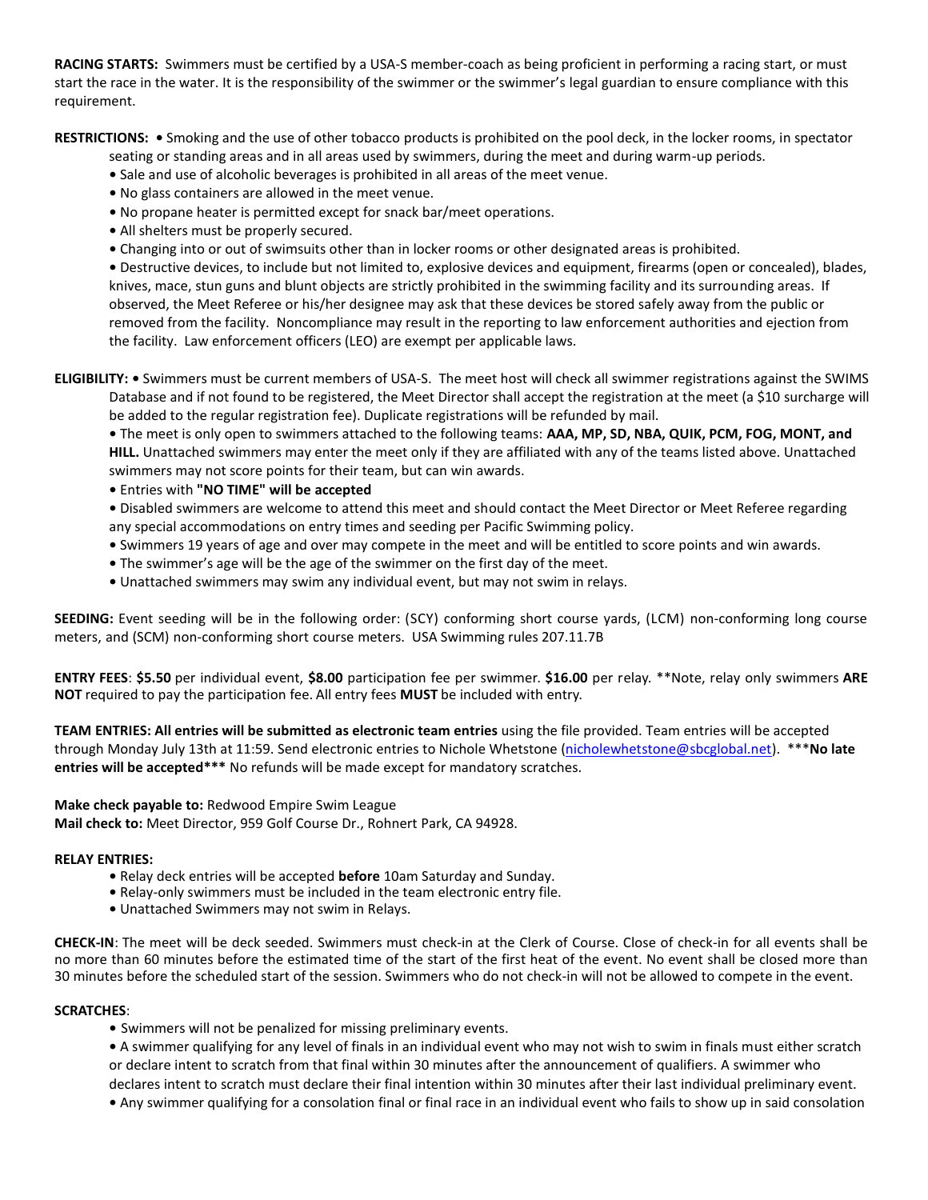**RACING STARTS:** Swimmers must be certified by a USA-S member-coach as being proficient in performing a racing start, or must start the race in the water. It is the responsibility of the swimmer or the swimmer's legal guardian to ensure compliance with this requirement.

**RESTRICTIONS:** • Smoking and the use of other tobacco products is prohibited on the pool deck, in the locker rooms, in spectator seating or standing areas and in all areas used by swimmers, during the meet and during warm-up periods.

• Sale and use of alcoholic beverages is prohibited in all areas of the meet venue.

• No glass containers are allowed in the meet venue.

• No propane heater is permitted except for snack bar/meet operations.

• All shelters must be properly secured.

• Changing into or out of swimsuits other than in locker rooms or other designated areas is prohibited.

• Destructive devices, to include but not limited to, explosive devices and equipment, firearms (open or concealed), blades, knives, mace, stun guns and blunt objects are strictly prohibited in the swimming facility and its surrounding areas. If observed, the Meet Referee or his/her designee may ask that these devices be stored safely away from the public or removed from the facility. Noncompliance may result in the reporting to law enforcement authorities and ejection from the facility. Law enforcement officers (LEO) are exempt per applicable laws.

**ELIGIBILITY:** • Swimmers must be current members of USA-S. The meet host will check all swimmer registrations against the SWIMS Database and if not found to be registered, the Meet Director shall accept the registration at the meet (a $10 surcharge will be added to the regular registration fee). Duplicate registrations will be refunded by mail.

• The meet is only open to swimmers attached to the following teams: **AAA, MP, SD, NBA, QUIK, PCM, FOG, MONT, and HILL.** Unattached swimmers may enter the meet only if they are affiliated with any of the teams listed above. Unattached swimmers may not score points for their team, but can win awards.

• Entries with **"NO TIME" will be accepted**

• Disabled swimmers are welcome to attend this meet and should contact the Meet Director or Meet Referee regarding any special accommodations on entry times and seeding per Pacific Swimming policy.

• Swimmers 19 years of age and over may compete in the meet and will be entitled to score points and win awards.

• The swimmer's age will be the age of the swimmer on the first day of the meet.

• Unattached swimmers may swim any individual event, but may not swim in relays.

**SEEDING:** Event seeding will be in the following order: (SCY) conforming short course yards, (LCM) non-conforming long course meters, and (SCM) non-conforming short course meters. USA Swimming rules 207.11.7B

**ENTRY FEES**: **$5.50** per individual event, **$8.00** participation fee per swimmer. **$16.00** per relay. **Note, relay only swimmers **ARE NOT** required to pay the participation fee. All entry fees **MUST** be included with entry.

**TEAM ENTRIES: All entries will be submitted as electronic team entries** using the file provided. Team entries will be accepted through Monday July 13th at 11:59. Send electronic entries to Nichole Whetstone (nicholewhetstone@sbcglobal.net). ***No late entries will be accepted*** No refunds will be made except for mandatory scratches.

**Make check payable to:** Redwood Empire Swim League
**Mail check to:** Meet Director, 959 Golf Course Dr., Rohnert Park, CA 94928.

**RELAY ENTRIES:**

• Relay deck entries will be accepted **before** 10am Saturday and Sunday.

• Relay-only swimmers must be included in the team electronic entry file.

• Unattached Swimmers may not swim in Relays.

**CHECK-IN**: The meet will be deck seeded. Swimmers must check-in at the Clerk of Course. Close of check-in for all events shall be no more than 60 minutes before the estimated time of the start of the first heat of the event. No event shall be closed more than 30 minutes before the scheduled start of the session. Swimmers who do not check-in will not be allowed to compete in the event.

**SCRATCHES**:

• Swimmers will not be penalized for missing preliminary events.

• A swimmer qualifying for any level of finals in an individual event who may not wish to swim in finals must either scratch or declare intent to scratch from that final within 30 minutes after the announcement of qualifiers. A swimmer who declares intent to scratch must declare their final intention within 30 minutes after their last individual preliminary event.

• Any swimmer qualifying for a consolation final or final race in an individual event who fails to show up in said consolation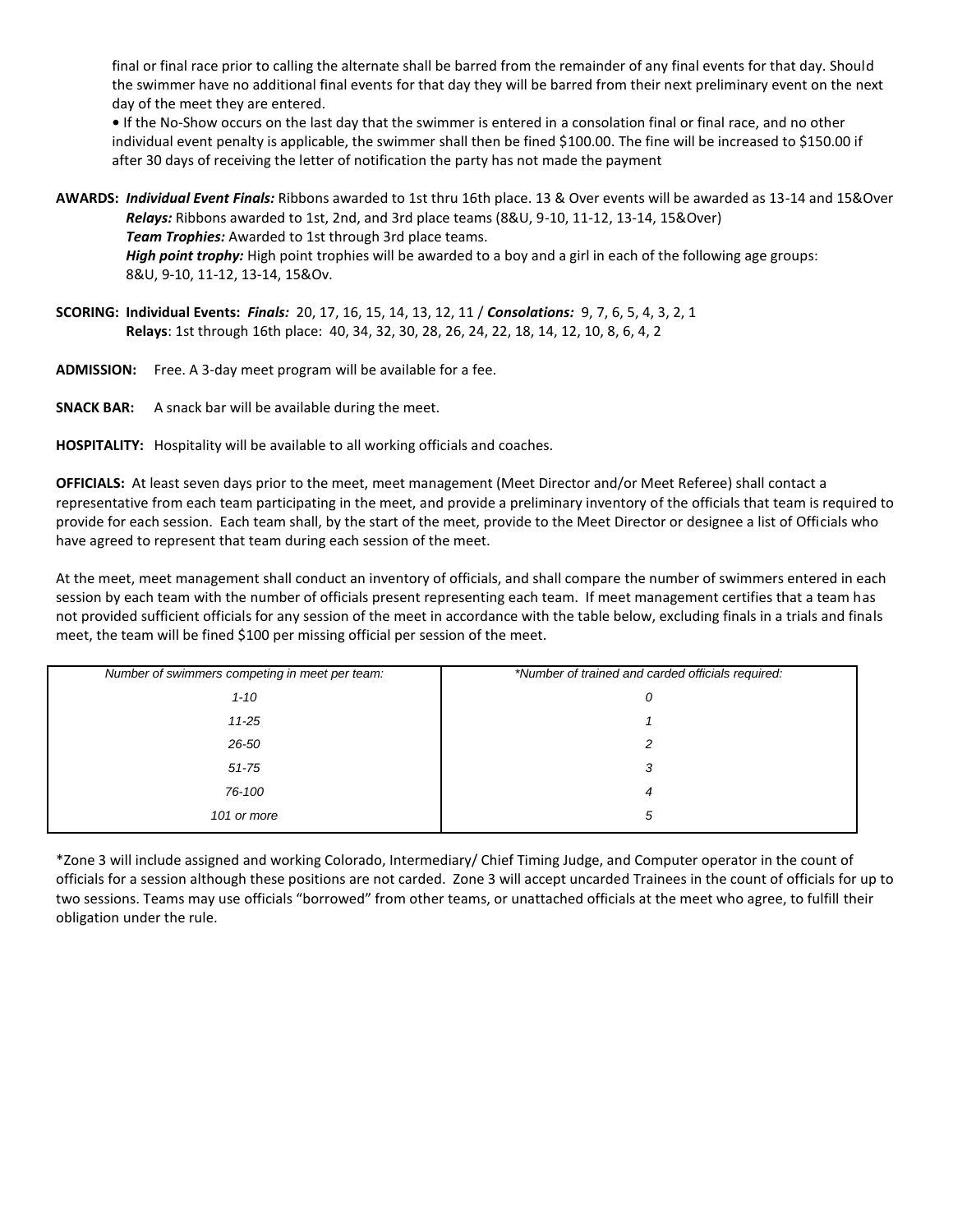final or final race prior to calling the alternate shall be barred from the remainder of any final events for that day. Should the swimmer have no additional final events for that day they will be barred from their next preliminary event on the next day of the meet they are entered.

• If the No-Show occurs on the last day that the swimmer is entered in a consolation final or final race, and no other individual event penalty is applicable, the swimmer shall then be fined $100.00. The fine will be increased to $150.00 if after 30 days of receiving the letter of notification the party has not made the payment

**AWARDS:** ***Individual Event Finals:*** Ribbons awarded to 1st thru 16th place. 13 & Over events will be awarded as 13-14 and 15&Over
***Relays:*** Ribbons awarded to 1st, 2nd, and 3rd place teams (8&U, 9-10, 11-12, 13-14, 15&Over)
***Team Trophies:*** Awarded to 1st through 3rd place teams.
***High point trophy:*** High point trophies will be awarded to a boy and a girl in each of the following age groups: 8&U, 9-10, 11-12, 13-14, 15&Ov.

**SCORING: Individual Events:** ***Finals:*** 20, 17, 16, 15, 14, 13, 12, 11 / ***Consolations:*** 9, 7, 6, 5, 4, 3, 2, 1
**Relays**: 1st through 16th place: 40, 34, 32, 30, 28, 26, 24, 22, 18, 14, 12, 10, 8, 6, 4, 2

**ADMISSION:** Free. A 3-day meet program will be available for a fee.

**SNACK BAR:** A snack bar will be available during the meet.

**HOSPITALITY:** Hospitality will be available to all working officials and coaches.

**OFFICIALS:** At least seven days prior to the meet, meet management (Meet Director and/or Meet Referee) shall contact a representative from each team participating in the meet, and provide a preliminary inventory of the officials that team is required to provide for each session. Each team shall, by the start of the meet, provide to the Meet Director or designee a list of Officials who have agreed to represent that team during each session of the meet.

At the meet, meet management shall conduct an inventory of officials, and shall compare the number of swimmers entered in each session by each team with the number of officials present representing each team. If meet management certifies that a team has not provided sufficient officials for any session of the meet in accordance with the table below, excluding finals in a trials and finals meet, the team will be fined $100 per missing official per session of the meet.

| *Number of swimmers competing in meet per team:* | *\*Number of trained and carded officials required:* |
|---|---|
| *1-10* | *0* |
| *11-25* | *1* |
| *26-50* | *2* |
| *51-75* | *3* |
| *76-100* | *4* |
| *101 or more* | *5* |

*Zone 3 will include assigned and working Colorado, Intermediary/ Chief Timing Judge, and Computer operator in the count of officials for a session although these positions are not carded. Zone 3 will accept uncarded Trainees in the count of officials for up to two sessions. Teams may use officials "borrowed" from other teams, or unattached officials at the meet who agree, to fulfill their obligation under the rule.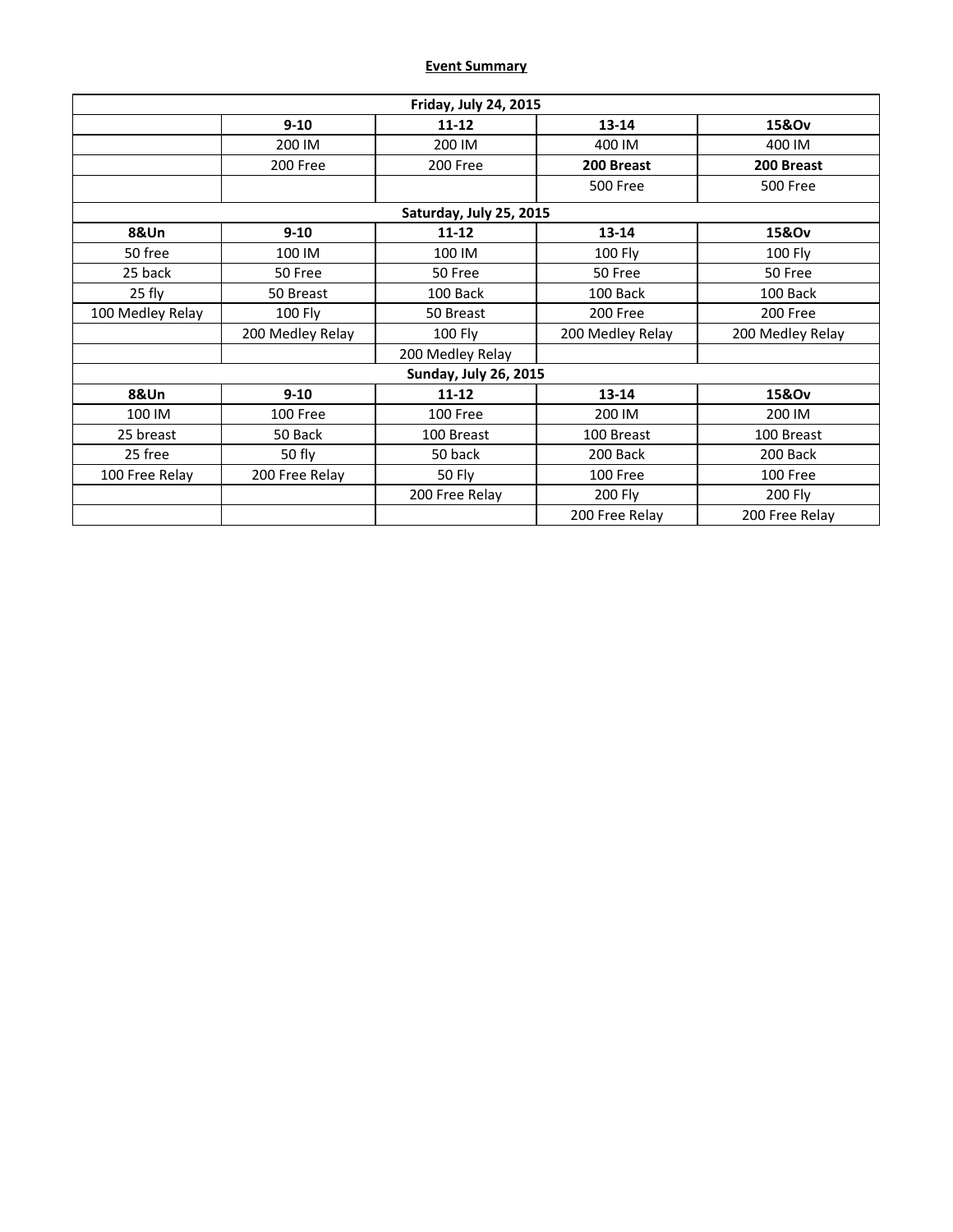## Event Summary

| Friday, July 24, 2015 | | | | |
|---|---|---|---|---|
| | **9-10** | **11-12** | **13-14** | **15&Ov** |
| | 200 IM | 200 IM | 400 IM | 400 IM |
| | 200 Free | 200 Free | **200 Breast** | **200 Breast** |
| | | | 500 Free | 500 Free |
| **Saturday, July 25, 2015** | | | | |
| **8&Un** | **9-10** | **11-12** | **13-14** | **15&Ov** |
| 50 free | 100 IM | 100 IM | 100 Fly | 100 Fly |
| 25 back | 50 Free | 50 Free | 50 Free | 50 Free |
| 25 fly | 50 Breast | 100 Back | 100 Back | 100 Back |
| 100 Medley Relay | 100 Fly | 50 Breast | 200 Free | 200 Free |
| | 200 Medley Relay | 100 Fly | 200 Medley Relay | 200 Medley Relay |
| | | 200 Medley Relay | | |
| **Sunday, July 26, 2015** | | | | |
| **8&Un** | **9-10** | **11-12** | **13-14** | **15&Ov** |
| 100 IM | 100 Free | 100 Free | 200 IM | 200 IM |
| 25 breast | 50 Back | 100 Breast | 100 Breast | 100 Breast |
| 25 free | 50 fly | 50 back | 200 Back | 200 Back |
| 100 Free Relay | 200 Free Relay | 50 Fly | 100 Free | 100 Free |
| | | 200 Free Relay | 200 Fly | 200 Fly |
| | | | 200 Free Relay | 200 Free Relay |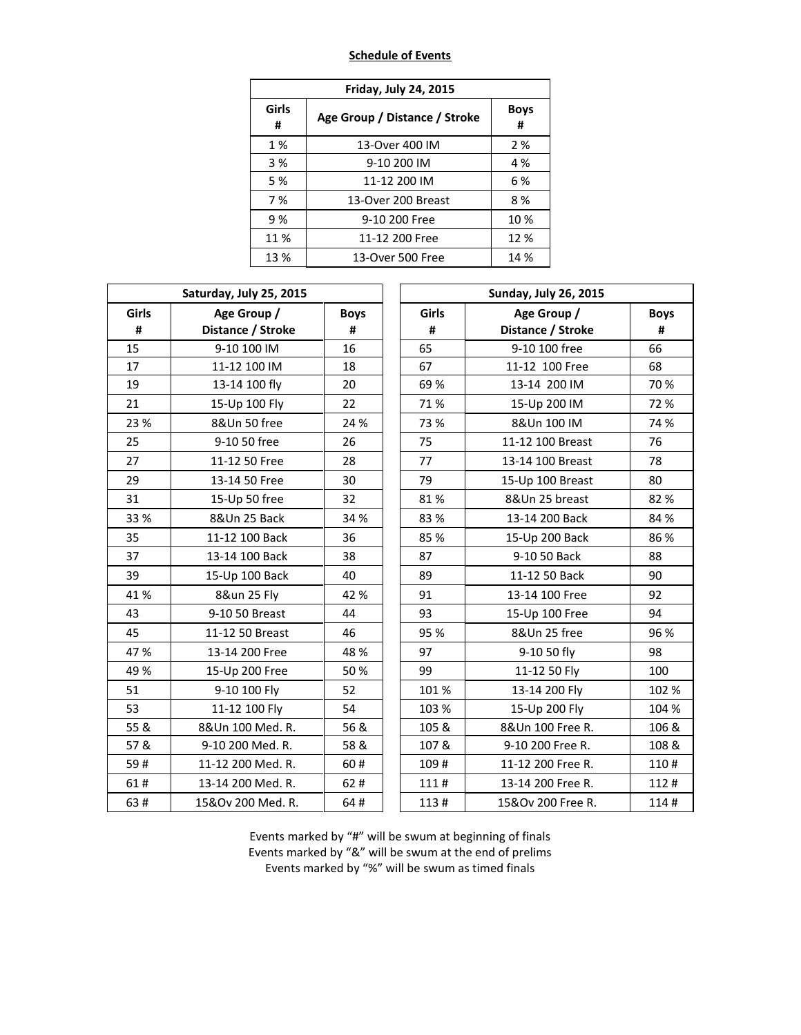## Schedule of Events

| Friday, July 24, 2015 | | |
|---|---|---|
| Girls # | Age Group / Distance / Stroke | Boys # |
| 1 % | 13-Over 400 IM | 2 % |
| 3 % | 9-10 200 IM | 4 % |
| 5 % | 11-12 200 IM | 6 % |
| 7 % | 13-Over 200 Breast | 8 % |
| 9 % | 9-10 200 Free | 10 % |
| 11 % | 11-12 200 Free | 12 % |
| 13 % | 13-Over 500 Free | 14 % |

| Saturday, July 25, 2015 | | |
|---|---|---|
| Girls # | Age Group / Distance / Stroke | Boys # |
| 15 | 9-10 100 IM | 16 |
| 17 | 11-12 100 IM | 18 |
| 19 | 13-14 100 fly | 20 |
| 21 | 15-Up 100 Fly | 22 |
| 23 % | 8&Un 50 free | 24 % |
| 25 | 9-10 50 free | 26 |
| 27 | 11-12 50 Free | 28 |
| 29 | 13-14 50 Free | 30 |
| 31 | 15-Up 50 free | 32 |
| 33 % | 8&Un 25 Back | 34 % |
| 35 | 11-12 100 Back | 36 |
| 37 | 13-14 100 Back | 38 |
| 39 | 15-Up 100 Back | 40 |
| 41 % | 8&un 25 Fly | 42 % |
| 43 | 9-10 50 Breast | 44 |
| 45 | 11-12 50 Breast | 46 |
| 47 % | 13-14 200 Free | 48 % |
| 49 % | 15-Up 200 Free | 50 % |
| 51 | 9-10 100 Fly | 52 |
| 53 | 11-12 100 Fly | 54 |
| 55 & | 8&Un 100 Med. R. | 56 & |
| 57 & | 9-10 200 Med. R. | 58 & |
| 59 # | 11-12 200 Med. R. | 60 # |
| 61 # | 13-14 200 Med. R. | 62 # |
| 63 # | 15&Ov 200 Med. R. | 64 # |

| Sunday, July 26, 2015 | | |
|---|---|---|
| Girls # | Age Group / Distance / Stroke | Boys # |
| 65 | 9-10 100 free | 66 |
| 67 | 11-12 100 Free | 68 |
| 69 % | 13-14 200 IM | 70 % |
| 71 % | 15-Up 200 IM | 72 % |
| 73 % | 8&Un 100 IM | 74 % |
| 75 | 11-12 100 Breast | 76 |
| 77 | 13-14 100 Breast | 78 |
| 79 | 15-Up 100 Breast | 80 |
| 81 % | 8&Un 25 breast | 82 % |
| 83 % | 13-14 200 Back | 84 % |
| 85 % | 15-Up 200 Back | 86 % |
| 87 | 9-10 50 Back | 88 |
| 89 | 11-12 50 Back | 90 |
| 91 | 13-14 100 Free | 92 |
| 93 | 15-Up 100 Free | 94 |
| 95 % | 8&Un 25 free | 96 % |
| 97 | 9-10 50 fly | 98 |
| 99 | 11-12 50 Fly | 100 |
| 101 % | 13-14 200 Fly | 102 % |
| 103 % | 15-Up 200 Fly | 104 % |
| 105 & | 8&Un 100 Free R. | 106 & |
| 107 & | 9-10 200 Free R. | 108 & |
| 109 # | 11-12 200 Free R. | 110 # |
| 111 # | 13-14 200 Free R. | 112 # |
| 113 # | 15&Ov 200 Free R. | 114 # |

Events marked by "#" will be swum at beginning of finals
Events marked by "&" will be swum at the end of prelims
Events marked by "%" will be swum as timed finals